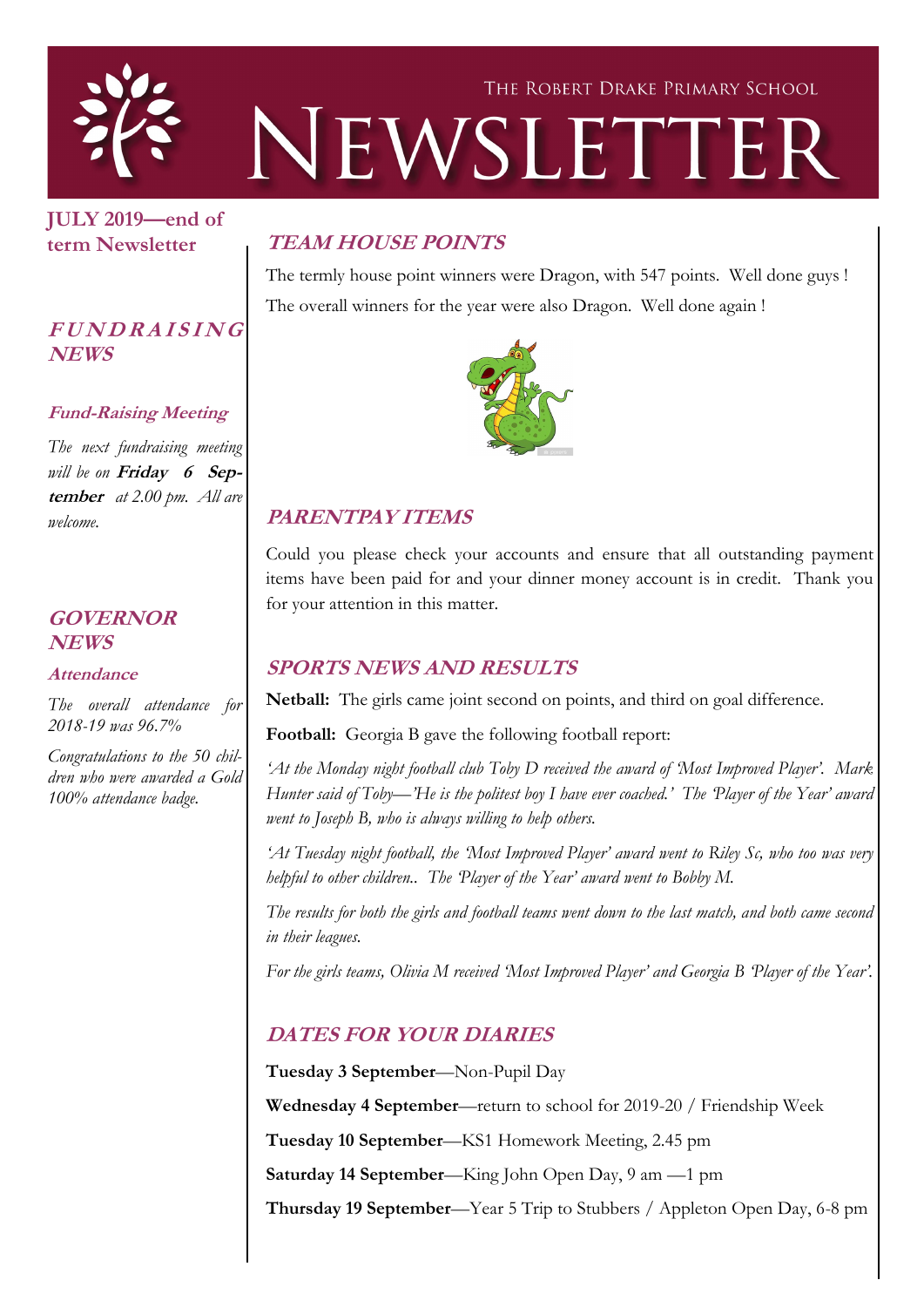THE ROBERT DRAKE PRIMARY SCHOOL

# NEWSLETTER

**JULY 2019—end of term Newsletter**

## FUNDRAISING NEWS

### Fund-Raising Meeting

*The next fundraising meeting will be on* ***Friday 6 September*** *at 2.00 pm. All are welcome.*

## GOVERNOR NEWS

### Attendance

*The overall attendance for 2018-19 was 96.7%*

*Congratulations to the 50 children who were awarded a Gold 100% attendance badge.*

## TEAM HOUSE POINTS

The termly house point winners were Dragon, with 547 points. Well done guys !

The overall winners for the year were also Dragon. Well done again !

## PARENTPAY ITEMS

Could you please check your accounts and ensure that all outstanding payment items have been paid for and your dinner money account is in credit. Thank you for your attention in this matter.

## SPORTS NEWS AND RESULTS

**Netball:** The girls came joint second on points, and third on goal difference.

**Football:** Georgia B gave the following football report:

*'At the Monday night football club Toby D received the award of 'Most Improved Player'. Mark Hunter said of Toby—'He is the politest boy I have ever coached.' The 'Player of the Year' award went to Joseph B, who is always willing to help others.*

*'At Tuesday night football, the 'Most Improved Player' award went to Riley Sc, who too was very helpful to other children.. The 'Player of the Year' award went to Bobby M.*

*The results for both the girls and football teams went down to the last match, and both came second in their leagues.*

*For the girls teams, Olivia M received 'Most Improved Player' and Georgia B 'Player of the Year'.*

## DATES FOR YOUR DIARIES

**Tuesday 3 September**—Non-Pupil Day

**Wednesday 4 September**—return to school for 2019-20 / Friendship Week

**Tuesday 10 September**—KS1 Homework Meeting, 2.45 pm

**Saturday 14 September**—King John Open Day, 9 am —1 pm

**Thursday 19 September**—Year 5 Trip to Stubbers / Appleton Open Day, 6-8 pm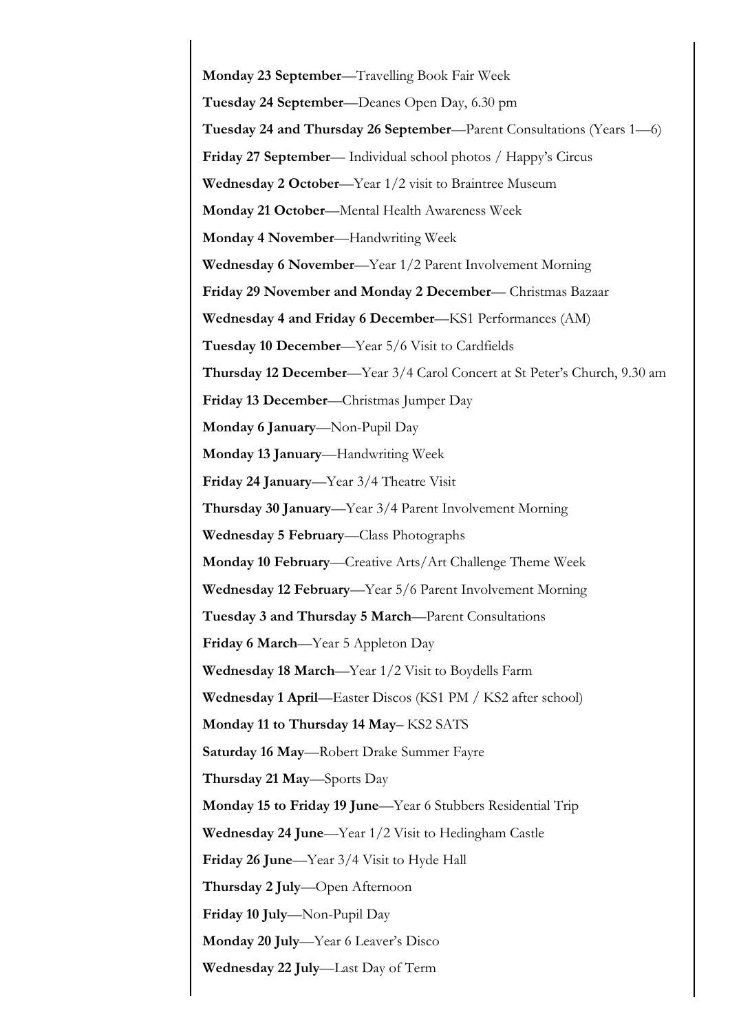**Monday 23 September**—Travelling Book Fair Week

**Tuesday 24 September**—Deanes Open Day, 6.30 pm

**Tuesday 24 and Thursday 26 September**—Parent Consultations (Years 1—6)

**Friday 27 September**— Individual school photos / Happy's Circus

**Wednesday 2 October**—Year 1/2 visit to Braintree Museum

**Monday 21 October**—Mental Health Awareness Week

**Monday 4 November**—Handwriting Week

**Wednesday 6 November**—Year 1/2 Parent Involvement Morning

**Friday 29 November and Monday 2 December**— Christmas Bazaar

**Wednesday 4 and Friday 6 December**—KS1 Performances (AM)

**Tuesday 10 December**—Year 5/6 Visit to Cardfields

**Thursday 12 December**—Year 3/4 Carol Concert at St Peter's Church, 9.30 am

**Friday 13 December**—Christmas Jumper Day

**Monday 6 January**—Non-Pupil Day

**Monday 13 January**—Handwriting Week

**Friday 24 January**—Year 3/4 Theatre Visit

**Thursday 30 January**—Year 3/4 Parent Involvement Morning

**Wednesday 5 February**—Class Photographs

**Monday 10 February**—Creative Arts/Art Challenge Theme Week

**Wednesday 12 February**—Year 5/6 Parent Involvement Morning

**Tuesday 3 and Thursday 5 March**—Parent Consultations

**Friday 6 March**—Year 5 Appleton Day

**Wednesday 18 March**—Year 1/2 Visit to Boydells Farm

**Wednesday 1 April**—Easter Discos (KS1 PM / KS2 after school)

**Monday 11 to Thursday 14 May**– KS2 SATS

**Saturday 16 May**—Robert Drake Summer Fayre

**Thursday 21 May**—Sports Day

**Monday 15 to Friday 19 June**—Year 6 Stubbers Residential Trip

**Wednesday 24 June**—Year 1/2 Visit to Hedingham Castle

**Friday 26 June**—Year 3/4 Visit to Hyde Hall

**Thursday 2 July**—Open Afternoon

**Friday 10 July**—Non-Pupil Day

**Monday 20 July**—Year 6 Leaver's Disco

**Wednesday 22 July**—Last Day of Term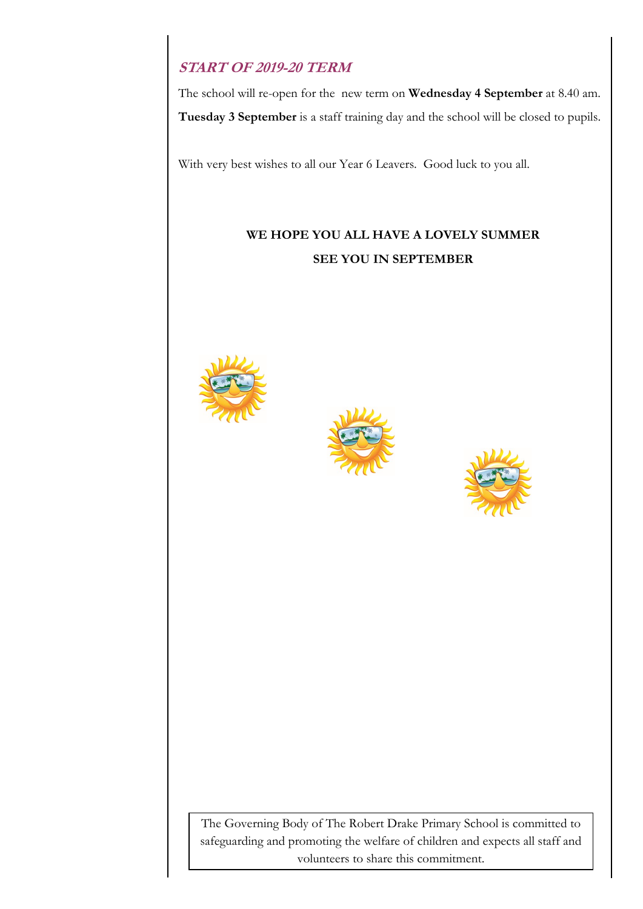## ***START OF 2019-20 TERM***

The school will re-open for the new term on **Wednesday 4 September** at 8.40 am.

**Tuesday 3 September** is a staff training day and the school will be closed to pupils.

With very best wishes to all our Year 6 Leavers. Good luck to you all.

**WE HOPE YOU ALL HAVE A LOVELY SUMMER**

**SEE YOU IN SEPTEMBER**

The Governing Body of The Robert Drake Primary School is committed to safeguarding and promoting the welfare of children and expects all staff and volunteers to share this commitment.